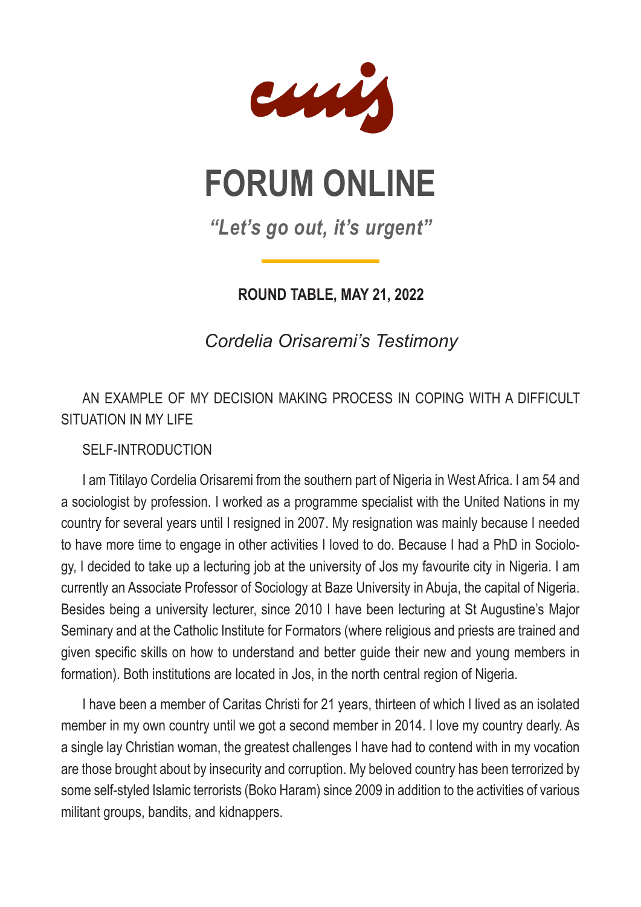# FORUM ONLINE

*"Let's go out, it's urgent"*

**ROUND TABLE, MAY 21, 2022**

*Cordelia Orisaremi's Testimony*

AN EXAMPLE OF MY DECISION MAKING PROCESS IN COPING WITH A DIFFICULT SITUATION IN MY LIFE

SELF-INTRODUCTION

I am Titilayo Cordelia Orisaremi from the southern part of Nigeria in West Africa. I am 54 and a sociologist by profession. I worked as a programme specialist with the United Nations in my country for several years until I resigned in 2007. My resignation was mainly because I needed to have more time to engage in other activities I loved to do. Because I had a PhD in Sociology, I decided to take up a lecturing job at the university of Jos my favourite city in Nigeria. I am currently an Associate Professor of Sociology at Baze University in Abuja, the capital of Nigeria. Besides being a university lecturer, since 2010 I have been lecturing at St Augustine's Major Seminary and at the Catholic Institute for Formators (where religious and priests are trained and given specific skills on how to understand and better guide their new and young members in formation). Both institutions are located in Jos, in the north central region of Nigeria.

I have been a member of Caritas Christi for 21 years, thirteen of which I lived as an isolated member in my own country until we got a second member in 2014. I love my country dearly. As a single lay Christian woman, the greatest challenges I have had to contend with in my vocation are those brought about by insecurity and corruption. My beloved country has been terrorized by some self-styled Islamic terrorists (Boko Haram) since 2009 in addition to the activities of various militant groups, bandits, and kidnappers.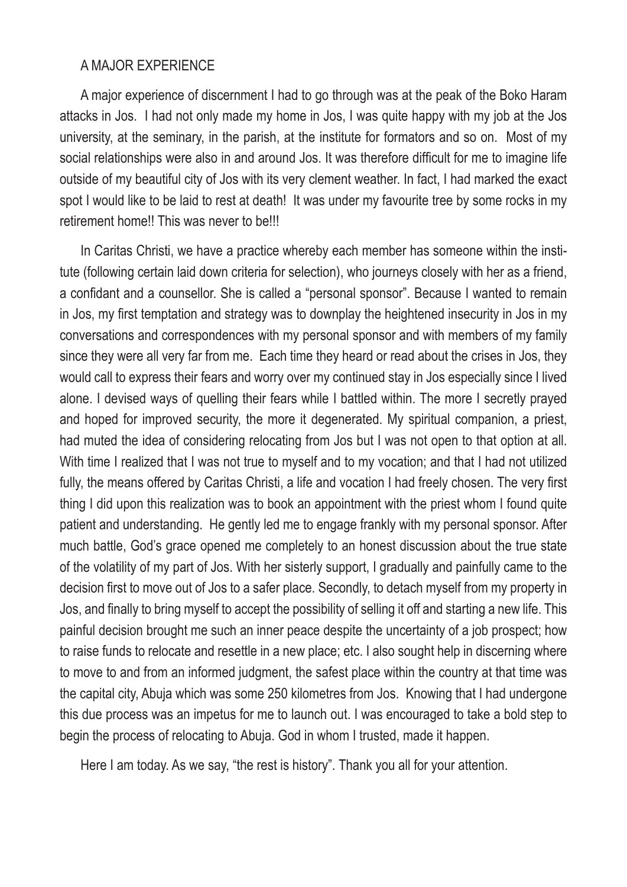## A MAJOR EXPERIENCE

A major experience of discernment I had to go through was at the peak of the Boko Haram attacks in Jos. I had not only made my home in Jos, I was quite happy with my job at the Jos university, at the seminary, in the parish, at the institute for formators and so on. Most of my social relationships were also in and around Jos. It was therefore difficult for me to imagine life outside of my beautiful city of Jos with its very clement weather. In fact, I had marked the exact spot I would like to be laid to rest at death! It was under my favourite tree by some rocks in my retirement home!! This was never to be!!!

In Caritas Christi, we have a practice whereby each member has someone within the institute (following certain laid down criteria for selection), who journeys closely with her as a friend, a confidant and a counsellor. She is called a "personal sponsor". Because I wanted to remain in Jos, my first temptation and strategy was to downplay the heightened insecurity in Jos in my conversations and correspondences with my personal sponsor and with members of my family since they were all very far from me. Each time they heard or read about the crises in Jos, they would call to express their fears and worry over my continued stay in Jos especially since I lived alone. I devised ways of quelling their fears while I battled within. The more I secretly prayed and hoped for improved security, the more it degenerated. My spiritual companion, a priest, had muted the idea of considering relocating from Jos but I was not open to that option at all. With time I realized that I was not true to myself and to my vocation; and that I had not utilized fully, the means offered by Caritas Christi, a life and vocation I had freely chosen. The very first thing I did upon this realization was to book an appointment with the priest whom I found quite patient and understanding. He gently led me to engage frankly with my personal sponsor. After much battle, God's grace opened me completely to an honest discussion about the true state of the volatility of my part of Jos. With her sisterly support, I gradually and painfully came to the decision first to move out of Jos to a safer place. Secondly, to detach myself from my property in Jos, and finally to bring myself to accept the possibility of selling it off and starting a new life. This painful decision brought me such an inner peace despite the uncertainty of a job prospect; how to raise funds to relocate and resettle in a new place; etc. I also sought help in discerning where to move to and from an informed judgment, the safest place within the country at that time was the capital city, Abuja which was some 250 kilometres from Jos. Knowing that I had undergone this due process was an impetus for me to launch out. I was encouraged to take a bold step to begin the process of relocating to Abuja. God in whom I trusted, made it happen.

Here I am today. As we say, "the rest is history". Thank you all for your attention.